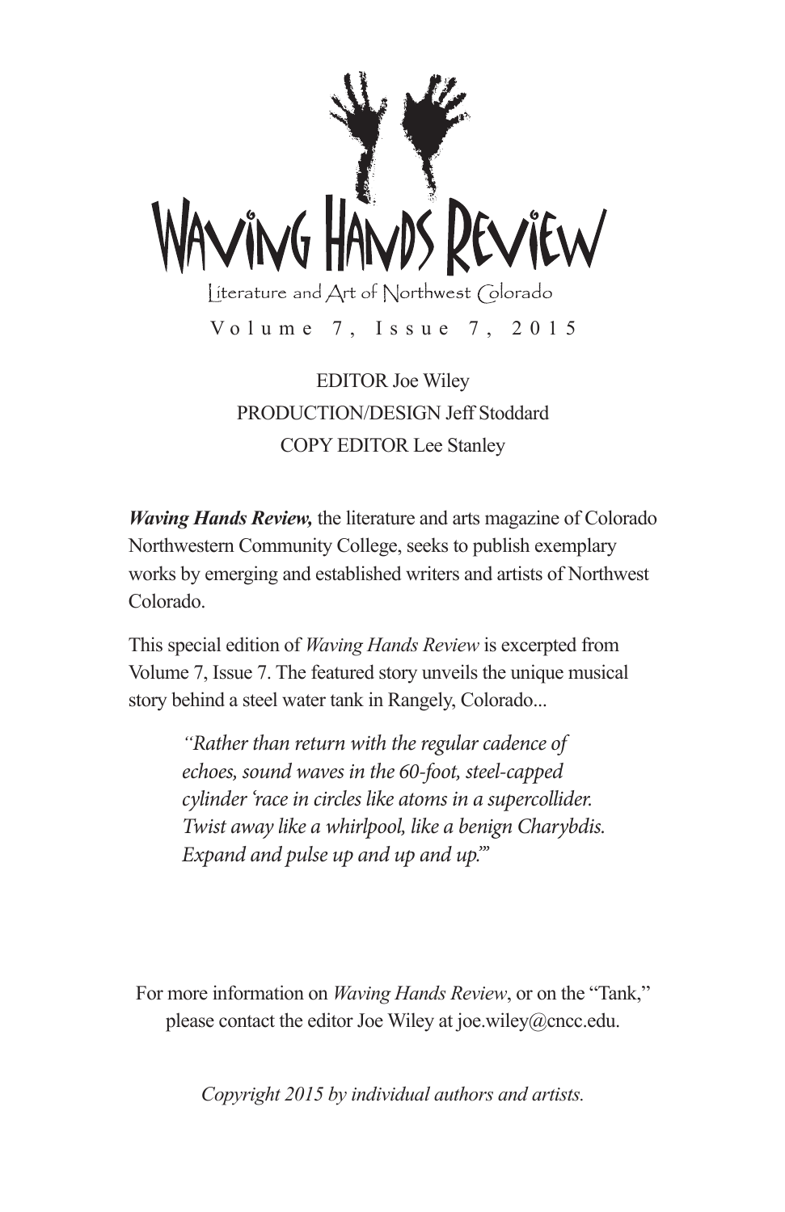# Waving Hands Review

Literature and Art of Northwest Colorado

Volume 7, Issue 7, 2015

EDITOR Joe Wiley
PRODUCTION/DESIGN Jeff Stoddard
COPY EDITOR Lee Stanley

***Waving Hands Review,*** the literature and arts magazine of Colorado Northwestern Community College, seeks to publish exemplary works by emerging and established writers and artists of Northwest Colorado.

This special edition of *Waving Hands Review* is excerpted from Volume 7, Issue 7. The featured story unveils the unique musical story behind a steel water tank in Rangely, Colorado...

> *"Rather than return with the regular cadence of echoes, sound waves in the 60-foot, steel-capped cylinder 'race in circles like atoms in a supercollider. Twist away like a whirlpool, like a benign Charybdis. Expand and pulse up and up and up.'"*

For more information on *Waving Hands Review*, or on the "Tank," please contact the editor Joe Wiley at joe.wiley@cncc.edu.

*Copyright 2015 by individual authors and artists.*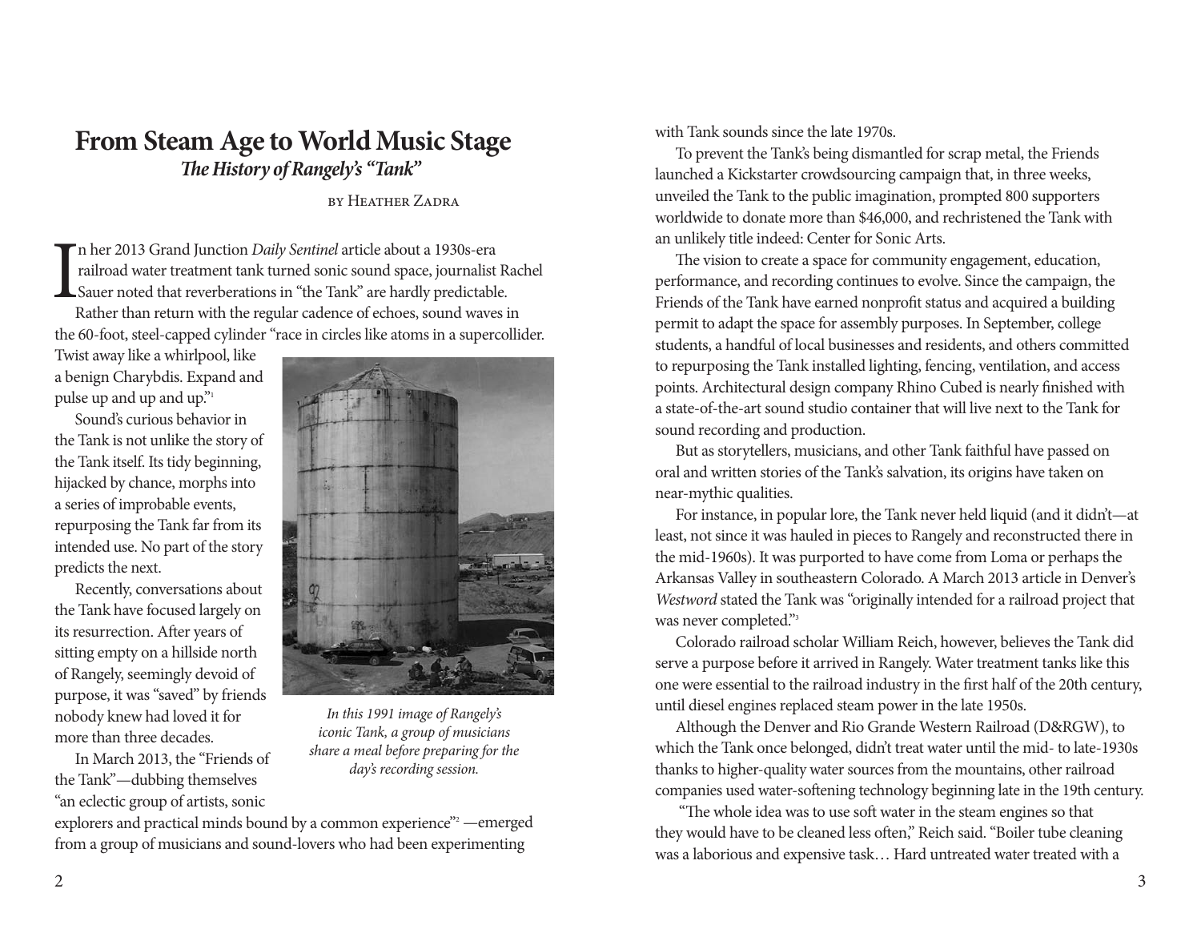# From Steam Age to World Music Stage

## *The History of Rangely's "Tank"*

BY HEATHER ZADRA

In her 2013 Grand Junction *Daily Sentinel* article about a 1930s-era railroad water treatment tank turned sonic sound space, journalist Rachel Sauer noted that reverberations in "the Tank" are hardly predictable. Rather than return with the regular cadence of echoes, sound waves in the 60-foot, steel-capped cylinder "race in circles like atoms in a supercollider. Twist away like a whirlpool, like a benign Charybdis. Expand and pulse up and up and up."[1]

Sound's curious behavior in the Tank is not unlike the story of the Tank itself. Its tidy beginning, hijacked by chance, morphs into a series of improbable events, repurposing the Tank far from its intended use. No part of the story predicts the next.

Recently, conversations about the Tank have focused largely on its resurrection. After years of sitting empty on a hillside north of Rangely, seemingly devoid of purpose, it was "saved" by friends nobody knew had loved it for more than three decades.

*In this 1991 image of Rangely's iconic Tank, a group of musicians share a meal before preparing for the day's recording session.*

In March 2013, the "Friends of the Tank"—dubbing themselves "an eclectic group of artists, sonic explorers and practical minds bound by a common experience"[2] —emerged from a group of musicians and sound-lovers who had been experimenting with Tank sounds since the late 1970s.

To prevent the Tank's being dismantled for scrap metal, the Friends launched a Kickstarter crowdsourcing campaign that, in three weeks, unveiled the Tank to the public imagination, prompted 800 supporters worldwide to donate more than $46,000, and rechristened the Tank with an unlikely title indeed: Center for Sonic Arts.

The vision to create a space for community engagement, education, performance, and recording continues to evolve. Since the campaign, the Friends of the Tank have earned nonprofit status and acquired a building permit to adapt the space for assembly purposes. In September, college students, a handful of local businesses and residents, and others committed to repurposing the Tank installed lighting, fencing, ventilation, and access points. Architectural design company Rhino Cubed is nearly finished with a state-of-the-art sound studio container that will live next to the Tank for sound recording and production.

But as storytellers, musicians, and other Tank faithful have passed on oral and written stories of the Tank's salvation, its origins have taken on near-mythic qualities.

For instance, in popular lore, the Tank never held liquid (and it didn't—at least, not since it was hauled in pieces to Rangely and reconstructed there in the mid-1960s). It was purported to have come from Loma or perhaps the Arkansas Valley in southeastern Colorado. A March 2013 article in Denver's *Westword* stated the Tank was "originally intended for a railroad project that was never completed."[3]

Colorado railroad scholar William Reich, however, believes the Tank did serve a purpose before it arrived in Rangely. Water treatment tanks like this one were essential to the railroad industry in the first half of the 20th century, until diesel engines replaced steam power in the late 1950s.

Although the Denver and Rio Grande Western Railroad (D&RGW), to which the Tank once belonged, didn't treat water until the mid- to late-1930s thanks to higher-quality water sources from the mountains, other railroad companies used water-softening technology beginning late in the 19th century.

"The whole idea was to use soft water in the steam engines so that they would have to be cleaned less often," Reich said. "Boiler tube cleaning was a laborious and expensive task… Hard untreated water treated with a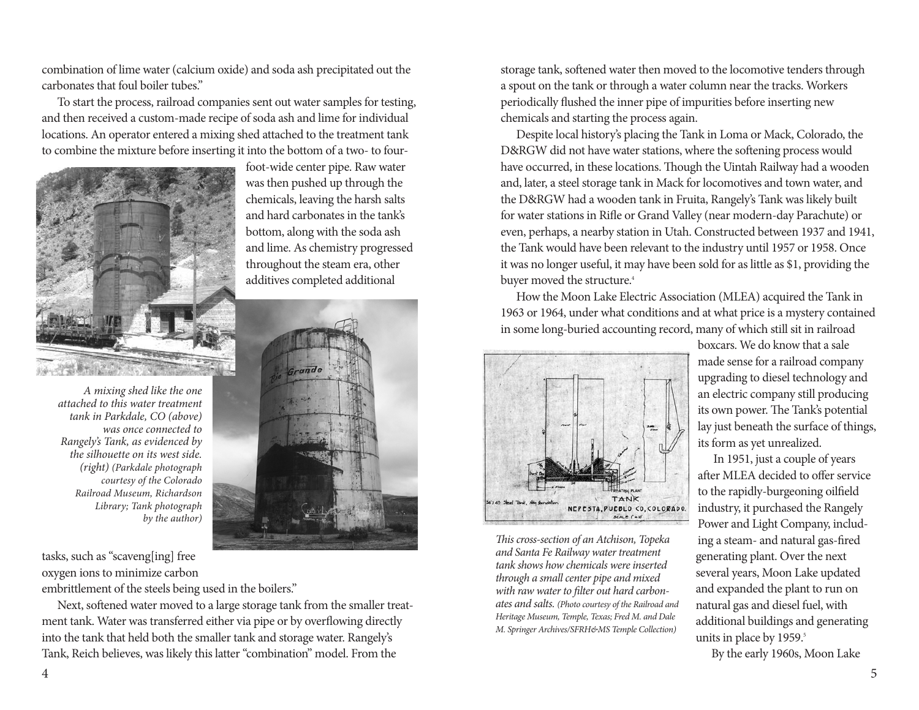combination of lime water (calcium oxide) and soda ash precipitated out the carbonates that foul boiler tubes."

To start the process, railroad companies sent out water samples for testing, and then received a custom-made recipe of soda ash and lime for individual locations. An operator entered a mixing shed attached to the treatment tank to combine the mixture before inserting it into the bottom of a two- to four-foot-wide center pipe. Raw water was then pushed up through the chemicals, leaving the harsh salts and hard carbonates in the tank's bottom, along with the soda ash and lime. As chemistry progressed throughout the steam era, other additives completed additional tasks, such as "scaveng[ing] free oxygen ions to minimize carbon embrittlement of the steels being used in the boilers."

*A mixing shed like the one attached to this water treatment tank in Parkdale, CO (above) was once connected to Rangely's Tank, as evidenced by the silhouette on its west side. (right) (Parkdale photograph courtesy of the Colorado Railroad Museum, Richardson Library; Tank photograph by the author)*

Next, softened water moved to a large storage tank from the smaller treatment tank. Water was transferred either via pipe or by overflowing directly into the tank that held both the smaller tank and storage water. Rangely's Tank, Reich believes, was likely this latter "combination" model. From the storage tank, softened water then moved to the locomotive tenders through a spout on the tank or through a water column near the tracks. Workers periodically flushed the inner pipe of impurities before inserting new chemicals and starting the process again.

Despite local history's placing the Tank in Loma or Mack, Colorado, the D&RGW did not have water stations, where the softening process would have occurred, in these locations. Though the Uintah Railway had a wooden and, later, a steel storage tank in Mack for locomotives and town water, and the D&RGW had a wooden tank in Fruita, Rangely's Tank was likely built for water stations in Rifle or Grand Valley (near modern-day Parachute) or even, perhaps, a nearby station in Utah. Constructed between 1937 and 1941, the Tank would have been relevant to the industry until 1957 or 1958. Once it was no longer useful, it may have been sold for as little as $1, providing the buyer moved the structure.[4]

How the Moon Lake Electric Association (MLEA) acquired the Tank in 1963 or 1964, under what conditions and at what price is a mystery contained in some long-buried accounting record, many of which still sit in railroad boxcars. We do know that a sale made sense for a railroad company upgrading to diesel technology and an electric company still producing its own power. The Tank's potential lay just beneath the surface of things, its form as yet unrealized.

*This cross-section of an Atchison, Topeka and Santa Fe Railway water treatment tank shows how chemicals were inserted through a small center pipe and mixed with raw water to filter out hard carbonates and salts. (Photo courtesy of the Railroad and Heritage Museum, Temple, Texas; Fred M. and Dale M. Springer Archives/SFRH&MS Temple Collection)*

In 1951, just a couple of years after MLEA decided to offer service to the rapidly-burgeoning oilfield industry, it purchased the Rangely Power and Light Company, including a steam- and natural gas-fired generating plant. Over the next several years, Moon Lake updated and expanded the plant to run on natural gas and diesel fuel, with additional buildings and generating units in place by 1959.[5]

By the early 1960s, Moon Lake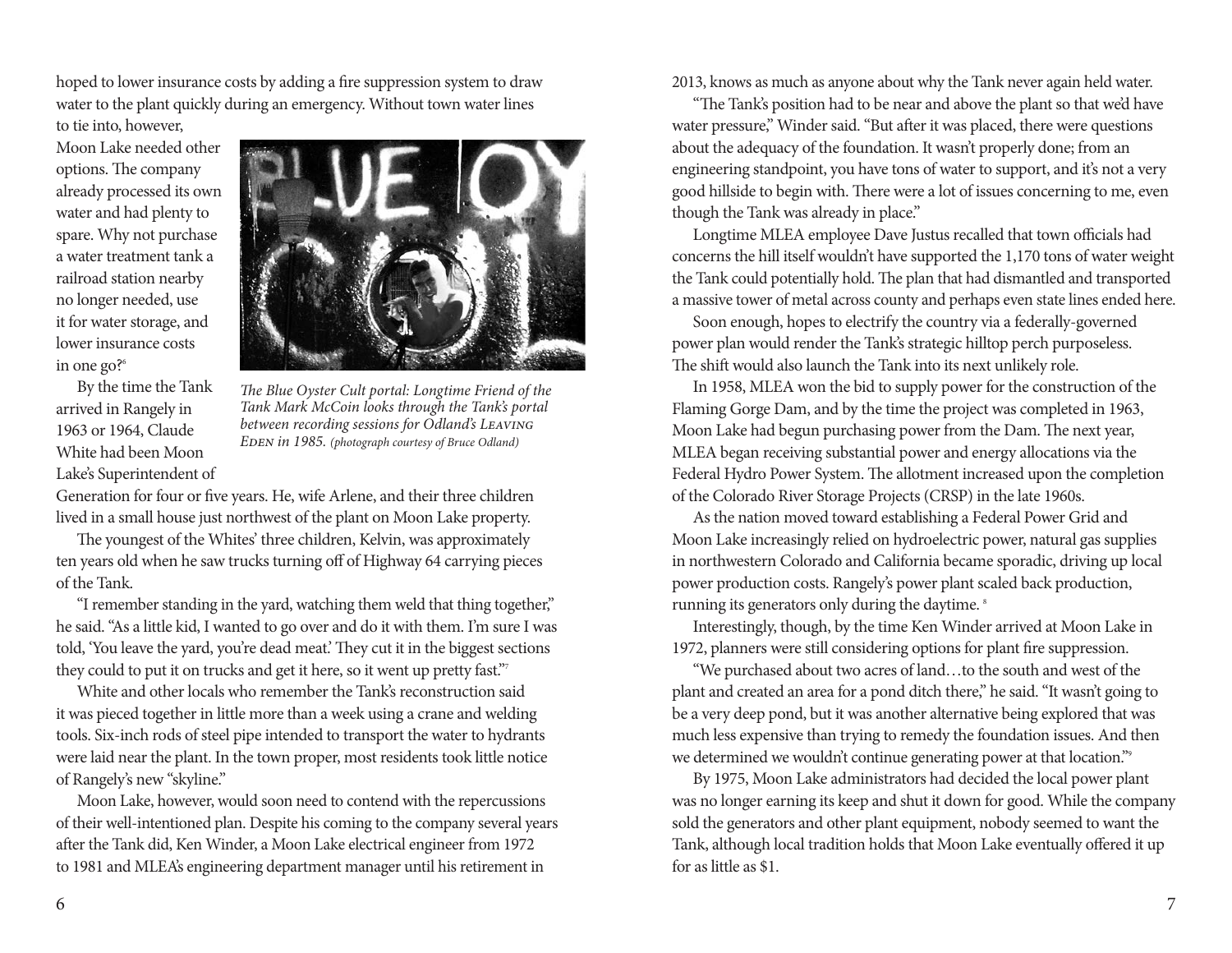hoped to lower insurance costs by adding a fire suppression system to draw water to the plant quickly during an emergency. Without town water lines to tie into, however, Moon Lake needed other options. The company already processed its own water and had plenty to spare. Why not purchase a water treatment tank a railroad station nearby no longer needed, use it for water storage, and lower insurance costs in one go?[6]

*The Blue Oyster Cult portal: Longtime Friend of the Tank Mark McCoin looks through the Tank's portal between recording sessions for Odland's Leaving Eden in 1985. (photograph courtesy of Bruce Odland)*

By the time the Tank arrived in Rangely in 1963 or 1964, Claude White had been Moon Lake's Superintendent of Generation for four or five years. He, wife Arlene, and their three children lived in a small house just northwest of the plant on Moon Lake property.

The youngest of the Whites' three children, Kelvin, was approximately ten years old when he saw trucks turning off of Highway 64 carrying pieces of the Tank.

"I remember standing in the yard, watching them weld that thing together," he said. "As a little kid, I wanted to go over and do it with them. I'm sure I was told, 'You leave the yard, you're dead meat.' They cut it in the biggest sections they could to put it on trucks and get it here, so it went up pretty fast."[7]

White and other locals who remember the Tank's reconstruction said it was pieced together in little more than a week using a crane and welding tools. Six-inch rods of steel pipe intended to transport the water to hydrants were laid near the plant. In the town proper, most residents took little notice of Rangely's new "skyline."

Moon Lake, however, would soon need to contend with the repercussions of their well-intentioned plan. Despite his coming to the company several years after the Tank did, Ken Winder, a Moon Lake electrical engineer from 1972 to 1981 and MLEA's engineering department manager until his retirement in 2013, knows as much as anyone about why the Tank never again held water.

"The Tank's position had to be near and above the plant so that we'd have water pressure," Winder said. "But after it was placed, there were questions about the adequacy of the foundation. It wasn't properly done; from an engineering standpoint, you have tons of water to support, and it's not a very good hillside to begin with. There were a lot of issues concerning to me, even though the Tank was already in place."

Longtime MLEA employee Dave Justus recalled that town officials had concerns the hill itself wouldn't have supported the 1,170 tons of water weight the Tank could potentially hold. The plan that had dismantled and transported a massive tower of metal across county and perhaps even state lines ended here.

Soon enough, hopes to electrify the country via a federally-governed power plan would render the Tank's strategic hilltop perch purposeless. The shift would also launch the Tank into its next unlikely role.

In 1958, MLEA won the bid to supply power for the construction of the Flaming Gorge Dam, and by the time the project was completed in 1963, Moon Lake had begun purchasing power from the Dam. The next year, MLEA began receiving substantial power and energy allocations via the Federal Hydro Power System. The allotment increased upon the completion of the Colorado River Storage Projects (CRSP) in the late 1960s.

As the nation moved toward establishing a Federal Power Grid and Moon Lake increasingly relied on hydroelectric power, natural gas supplies in northwestern Colorado and California became sporadic, driving up local power production costs. Rangely's power plant scaled back production, running its generators only during the daytime.[8]

Interestingly, though, by the time Ken Winder arrived at Moon Lake in 1972, planners were still considering options for plant fire suppression.

"We purchased about two acres of land…to the south and west of the plant and created an area for a pond ditch there," he said. "It wasn't going to be a very deep pond, but it was another alternative being explored that was much less expensive than trying to remedy the foundation issues. And then we determined we wouldn't continue generating power at that location."[9]

By 1975, Moon Lake administrators had decided the local power plant was no longer earning its keep and shut it down for good. While the company sold the generators and other plant equipment, nobody seemed to want the Tank, although local tradition holds that Moon Lake eventually offered it up for as little as $1.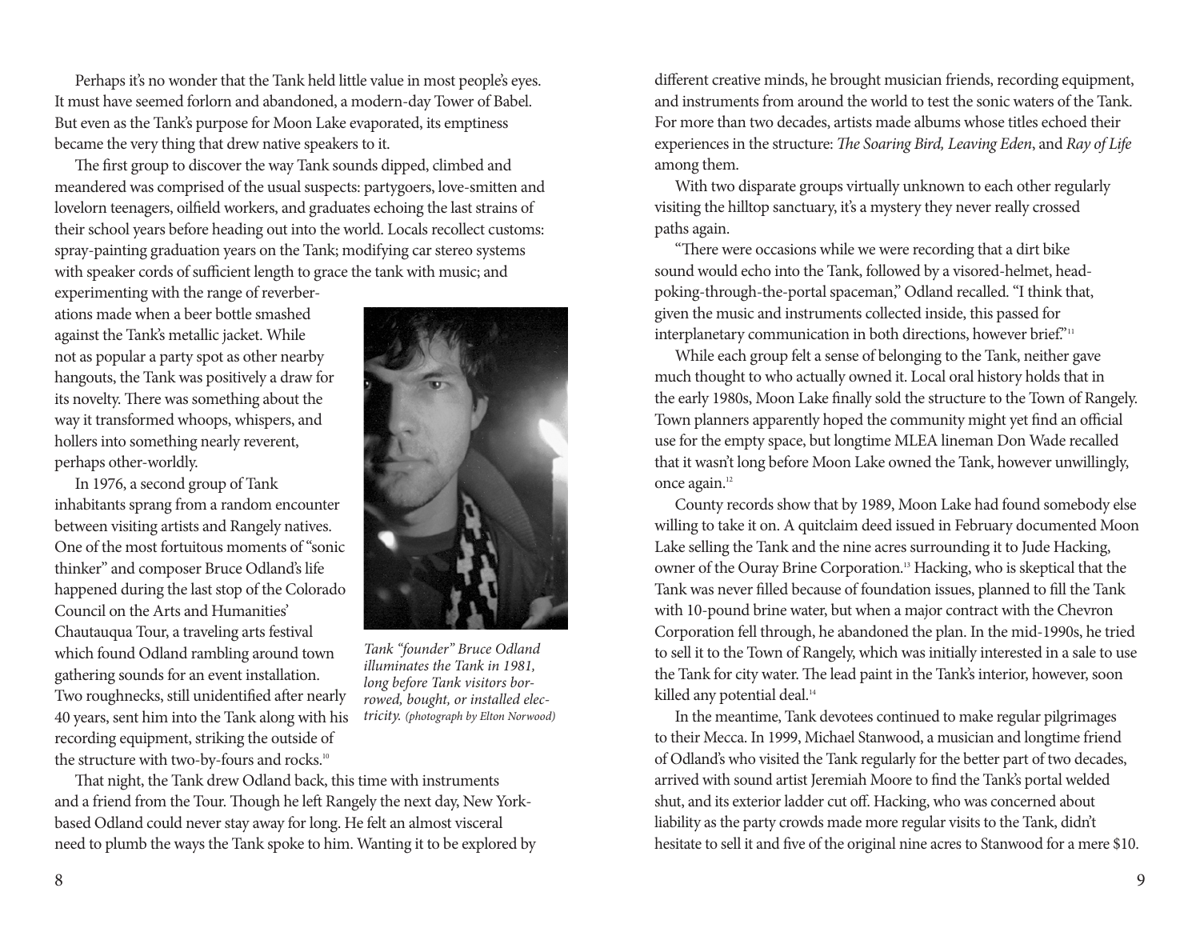Perhaps it's no wonder that the Tank held little value in most people's eyes. It must have seemed forlorn and abandoned, a modern-day Tower of Babel. But even as the Tank's purpose for Moon Lake evaporated, its emptiness became the very thing that drew native speakers to it.

The first group to discover the way Tank sounds dipped, climbed and meandered was comprised of the usual suspects: partygoers, love-smitten and lovelorn teenagers, oilfield workers, and graduates echoing the last strains of their school years before heading out into the world. Locals recollect customs: spray-painting graduation years on the Tank; modifying car stereo systems with speaker cords of sufficient length to grace the tank with music; and experimenting with the range of reverberations made when a beer bottle smashed against the Tank's metallic jacket. While not as popular a party spot as other nearby hangouts, the Tank was positively a draw for its novelty. There was something about the way it transformed whoops, whispers, and hollers into something nearly reverent, perhaps other-worldly.

In 1976, a second group of Tank inhabitants sprang from a random encounter between visiting artists and Rangely natives. One of the most fortuitous moments of "sonic thinker" and composer Bruce Odland's life happened during the last stop of the Colorado Council on the Arts and Humanities' Chautauqua Tour, a traveling arts festival which found Odland rambling around town gathering sounds for an event installation. Two roughnecks, still unidentified after nearly 40 years, sent him into the Tank along with his recording equipment, striking the outside of the structure with two-by-fours and rocks.[10]

*Tank "founder" Bruce Odland illuminates the Tank in 1981, long before Tank visitors borrowed, bought, or installed electricity. (photograph by Elton Norwood)*

That night, the Tank drew Odland back, this time with instruments and a friend from the Tour. Though he left Rangely the next day, New York-based Odland could never stay away for long. He felt an almost visceral need to plumb the ways the Tank spoke to him. Wanting it to be explored by different creative minds, he brought musician friends, recording equipment, and instruments from around the world to test the sonic waters of the Tank. For more than two decades, artists made albums whose titles echoed their experiences in the structure: *The Soaring Bird, Leaving Eden*, and *Ray of Life* among them.

With two disparate groups virtually unknown to each other regularly visiting the hilltop sanctuary, it's a mystery they never really crossed paths again.

"There were occasions while we were recording that a dirt bike sound would echo into the Tank, followed by a visored-helmet, head-poking-through-the-portal spaceman," Odland recalled. "I think that, given the music and instruments collected inside, this passed for interplanetary communication in both directions, however brief."[11]

While each group felt a sense of belonging to the Tank, neither gave much thought to who actually owned it. Local oral history holds that in the early 1980s, Moon Lake finally sold the structure to the Town of Rangely. Town planners apparently hoped the community might yet find an official use for the empty space, but longtime MLEA lineman Don Wade recalled that it wasn't long before Moon Lake owned the Tank, however unwillingly, once again.[12]

County records show that by 1989, Moon Lake had found somebody else willing to take it on. A quitclaim deed issued in February documented Moon Lake selling the Tank and the nine acres surrounding it to Jude Hacking, owner of the Ouray Brine Corporation.[13] Hacking, who is skeptical that the Tank was never filled because of foundation issues, planned to fill the Tank with 10-pound brine water, but when a major contract with the Chevron Corporation fell through, he abandoned the plan. In the mid-1990s, he tried to sell it to the Town of Rangely, which was initially interested in a sale to use the Tank for city water. The lead paint in the Tank's interior, however, soon killed any potential deal.[14]

In the meantime, Tank devotees continued to make regular pilgrimages to their Mecca. In 1999, Michael Stanwood, a musician and longtime friend of Odland's who visited the Tank regularly for the better part of two decades, arrived with sound artist Jeremiah Moore to find the Tank's portal welded shut, and its exterior ladder cut off. Hacking, who was concerned about liability as the party crowds made more regular visits to the Tank, didn't hesitate to sell it and five of the original nine acres to Stanwood for a mere $10.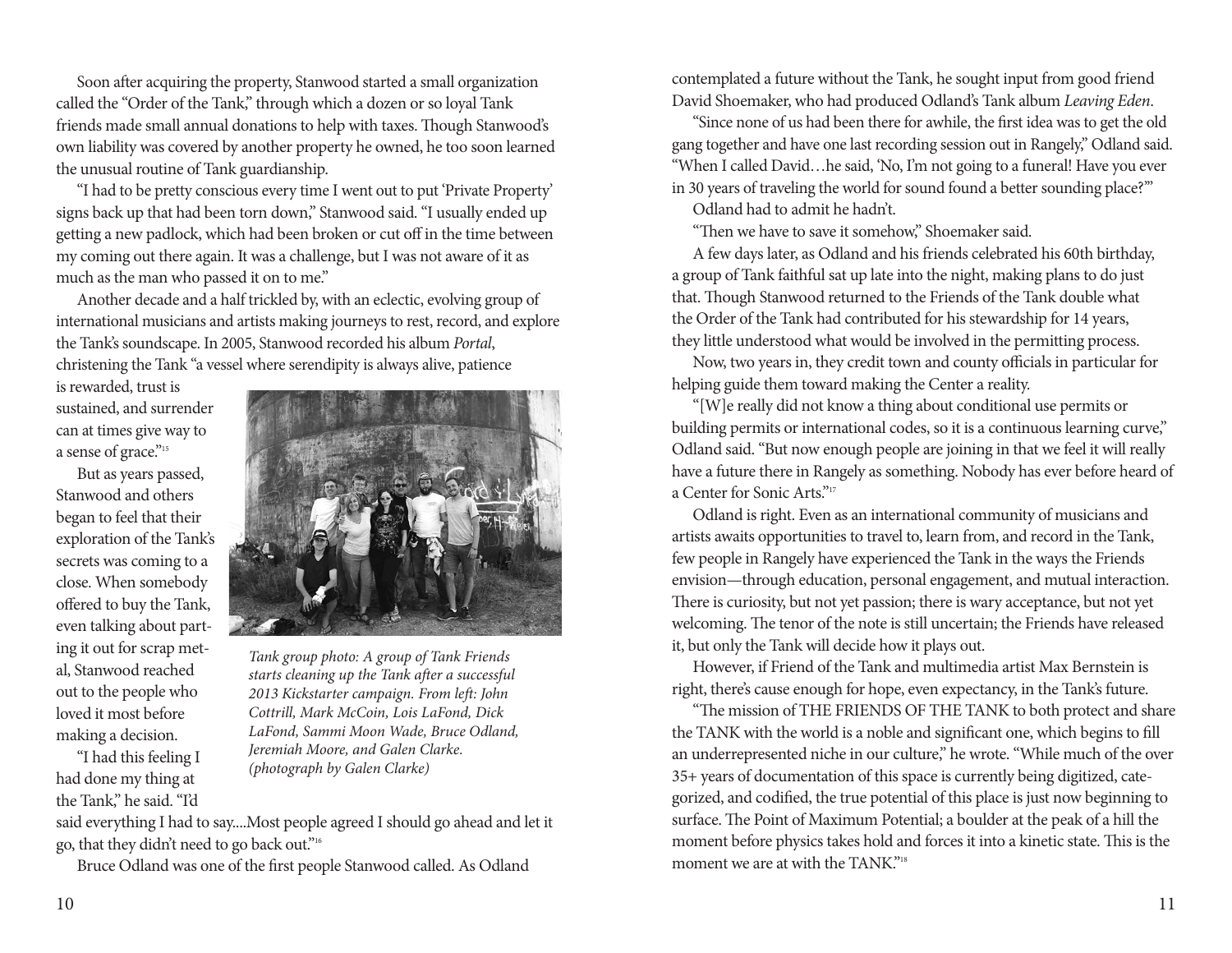Soon after acquiring the property, Stanwood started a small organization called the "Order of the Tank," through which a dozen or so loyal Tank friends made small annual donations to help with taxes. Though Stanwood's own liability was covered by another property he owned, he too soon learned the unusual routine of Tank guardianship.

"I had to be pretty conscious every time I went out to put 'Private Property' signs back up that had been torn down," Stanwood said. "I usually ended up getting a new padlock, which had been broken or cut off in the time between my coming out there again. It was a challenge, but I was not aware of it as much as the man who passed it on to me."

Another decade and a half trickled by, with an eclectic, evolving group of international musicians and artists making journeys to rest, record, and explore the Tank's soundscape. In 2005, Stanwood recorded his album *Portal*, christening the Tank "a vessel where serendipity is always alive, patience is rewarded, trust is sustained, and surrender can at times give way to a sense of grace."[15]

But as years passed, Stanwood and others began to feel that their exploration of the Tank's secrets was coming to a close. When somebody offered to buy the Tank, even talking about parting it out for scrap metal, Stanwood reached out to the people who loved it most before making a decision.

*Tank group photo: A group of Tank Friends starts cleaning up the Tank after a successful 2013 Kickstarter campaign. From left: John Cottrill, Mark McCoin, Lois LaFond, Dick LaFond, Sammi Moon Wade, Bruce Odland, Jeremiah Moore, and Galen Clarke. (photograph by Galen Clarke)*

"I had this feeling I had done my thing at the Tank," he said. "I'd said everything I had to say....Most people agreed I should go ahead and let it go, that they didn't need to go back out."[16]

Bruce Odland was one of the first people Stanwood called. As Odland contemplated a future without the Tank, he sought input from good friend David Shoemaker, who had produced Odland's Tank album *Leaving Eden*.

"Since none of us had been there for awhile, the first idea was to get the old gang together and have one last recording session out in Rangely," Odland said. "When I called David…he said, 'No, I'm not going to a funeral! Have you ever in 30 years of traveling the world for sound found a better sounding place?'"

Odland had to admit he hadn't.

"Then we have to save it somehow," Shoemaker said.

A few days later, as Odland and his friends celebrated his 60th birthday, a group of Tank faithful sat up late into the night, making plans to do just that. Though Stanwood returned to the Friends of the Tank double what the Order of the Tank had contributed for his stewardship for 14 years, they little understood what would be involved in the permitting process.

Now, two years in, they credit town and county officials in particular for helping guide them toward making the Center a reality.

"[W]e really did not know a thing about conditional use permits or building permits or international codes, so it is a continuous learning curve," Odland said. "But now enough people are joining in that we feel it will really have a future there in Rangely as something. Nobody has ever before heard of a Center for Sonic Arts."[17]

Odland is right. Even as an international community of musicians and artists awaits opportunities to travel to, learn from, and record in the Tank, few people in Rangely have experienced the Tank in the ways the Friends envision—through education, personal engagement, and mutual interaction. There is curiosity, but not yet passion; there is wary acceptance, but not yet welcoming. The tenor of the note is still uncertain; the Friends have released it, but only the Tank will decide how it plays out.

However, if Friend of the Tank and multimedia artist Max Bernstein is right, there's cause enough for hope, even expectancy, in the Tank's future.

"The mission of THE FRIENDS OF THE TANK to both protect and share the TANK with the world is a noble and significant one, which begins to fill an underrepresented niche in our culture," he wrote. "While much of the over 35+ years of documentation of this space is currently being digitized, categorized, and codified, the true potential of this place is just now beginning to surface. The Point of Maximum Potential; a boulder at the peak of a hill the moment before physics takes hold and forces it into a kinetic state. This is the moment we are at with the TANK."[18]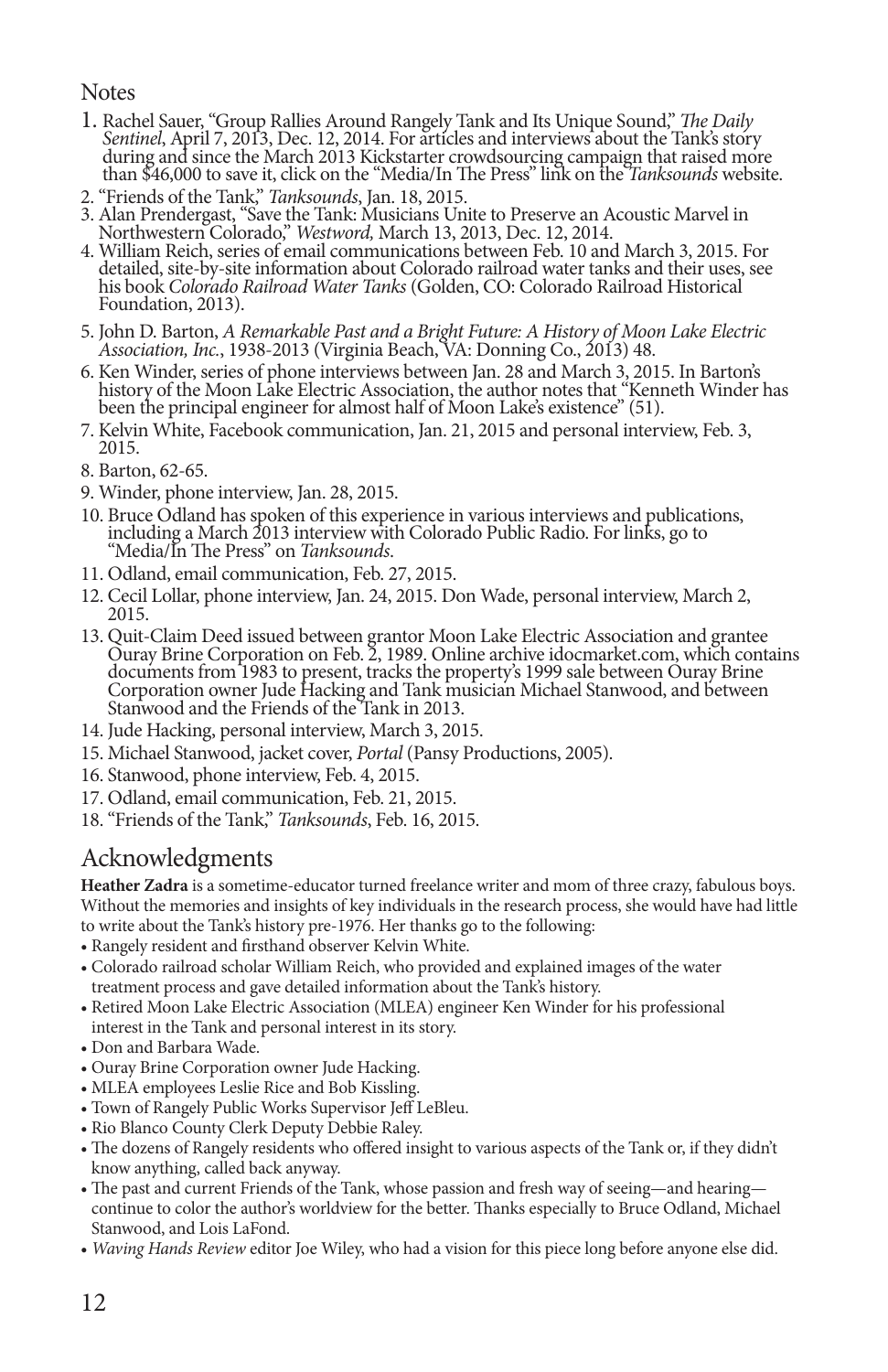## Notes

1. Rachel Sauer, "Group Rallies Around Rangely Tank and Its Unique Sound," *The Daily Sentinel*, April 7, 2013, Dec. 12, 2014. For articles and interviews about the Tank's story during and since the March 2013 Kickstarter crowdsourcing campaign that raised more than $46,000 to save it, click on the "Media/In The Press" link on the *Tanksounds* website.
2. "Friends of the Tank," *Tanksounds*, Jan. 18, 2015.
3. Alan Prendergast, "Save the Tank: Musicians Unite to Preserve an Acoustic Marvel in Northwestern Colorado," *Westword,* March 13, 2013, Dec. 12, 2014.
4. William Reich, series of email communications between Feb. 10 and March 3, 2015. For detailed, site-by-site information about Colorado railroad water tanks and their uses, see his book *Colorado Railroad Water Tanks* (Golden, CO: Colorado Railroad Historical Foundation, 2013).
5. John D. Barton, *A Remarkable Past and a Bright Future: A History of Moon Lake Electric Association, Inc.*, 1938-2013 (Virginia Beach, VA: Donning Co., 2013) 48.
6. Ken Winder, series of phone interviews between Jan. 28 and March 3, 2015. In Barton's history of the Moon Lake Electric Association, the author notes that "Kenneth Winder has been the principal engineer for almost half of Moon Lake's existence" (51).
7. Kelvin White, Facebook communication, Jan. 21, 2015 and personal interview, Feb. 3, 2015.
8. Barton, 62-65.
9. Winder, phone interview, Jan. 28, 2015.
10. Bruce Odland has spoken of this experience in various interviews and publications, including a March 2013 interview with Colorado Public Radio. For links, go to "Media/In The Press" on *Tanksounds*.
11. Odland, email communication, Feb. 27, 2015.
12. Cecil Lollar, phone interview, Jan. 24, 2015. Don Wade, personal interview, March 2, 2015.
13. Quit-Claim Deed issued between grantor Moon Lake Electric Association and grantee Ouray Brine Corporation on Feb. 2, 1989. Online archive idocmarket.com, which contains documents from 1983 to present, tracks the property's 1999 sale between Ouray Brine Corporation owner Jude Hacking and Tank musician Michael Stanwood, and between Stanwood and the Friends of the Tank in 2013.
14. Jude Hacking, personal interview, March 3, 2015.
15. Michael Stanwood, jacket cover, *Portal* (Pansy Productions, 2005).
16. Stanwood, phone interview, Feb. 4, 2015.
17. Odland, email communication, Feb. 21, 2015.
18. "Friends of the Tank," *Tanksounds*, Feb. 16, 2015.

## Acknowledgments

**Heather Zadra** is a sometime-educator turned freelance writer and mom of three crazy, fabulous boys. Without the memories and insights of key individuals in the research process, she would have had little to write about the Tank's history pre-1976. Her thanks go to the following:

- Rangely resident and firsthand observer Kelvin White.
- Colorado railroad scholar William Reich, who provided and explained images of the water treatment process and gave detailed information about the Tank's history.
- Retired Moon Lake Electric Association (MLEA) engineer Ken Winder for his professional interest in the Tank and personal interest in its story.
- Don and Barbara Wade.
- Ouray Brine Corporation owner Jude Hacking.
- MLEA employees Leslie Rice and Bob Kissling.
- Town of Rangely Public Works Supervisor Jeff LeBleu.
- Rio Blanco County Clerk Deputy Debbie Raley.
- The dozens of Rangely residents who offered insight to various aspects of the Tank or, if they didn't know anything, called back anyway.
- The past and current Friends of the Tank, whose passion and fresh way of seeing—and hearing—continue to color the author's worldview for the better. Thanks especially to Bruce Odland, Michael Stanwood, and Lois LaFond.
- *Waving Hands Review* editor Joe Wiley, who had a vision for this piece long before anyone else did.